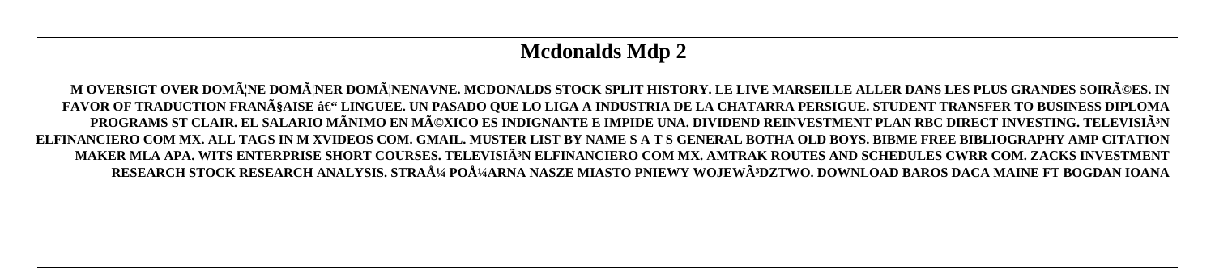# Mcdonalds Mdp 2

**M OVERSIGT OVER DOMÃ¦NE DOMÃ¦NER DOMÃ¦NENAVNE. MCDONALDS STOCK SPLIT HISTORY. LE LIVE MARSEILLE ALLER DANS LES PLUS GRANDES SOIRÃ©ES. IN FAVOR OF TRADUCTION FRANÃ§AISE â€“ LINGUEE. UN PASADO QUE LO LIGA A INDUSTRIA DE LA CHATARRA PERSIGUE. STUDENT TRANSFER TO BUSINESS DIPLOMA PROGRAMS ST CLAIR. EL SALARIO MÃNIMO EN MÃ©XICO ES INDIGNANTE E IMPIDE UNA. DIVIDEND REINVESTMENT PLAN RBC DIRECT INVESTING. TELEVISIÃ³N ELFINANCIERO COM MX. ALL TAGS IN M XVIDEOS COM. GMAIL. MUSTER LIST BY NAME S A T S GENERAL BOTHA OLD BOYS. BIBME FREE BIBLIOGRAPHY AMP CITATION MAKER MLA APA. WITS ENTERPRISE SHORT COURSES. TELEVISIÃ³N ELFINANCIERO COM MX. AMTRAK ROUTES AND SCHEDULES CWRR COM. ZACKS INVESTMENT RESEARCH STOCK RESEARCH ANALYSIS. STRAÅ¼ POÅ¼ARNA NASZE MIASTO PNIEWY WOJEWÃ³DZTWO. DOWNLOAD BAROS DACA MAINE FT BOGDAN IOANA**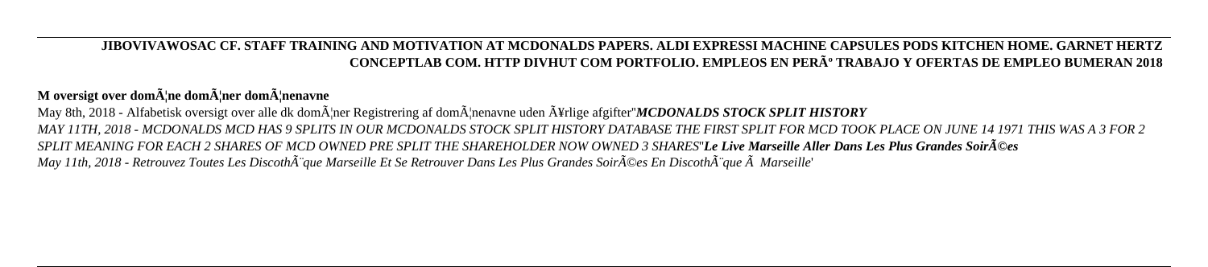**JIBOVIVAWOSAC CF. STAFF TRAINING AND MOTIVATION AT MCDONALDS PAPERS. ALDI EXPRESSI MACHINE CAPSULES PODS KITCHEN HOME. GARNET HERTZ CONCEPTLAB COM. HTTP DIVHUT COM PORTFOLIO. EMPLEOS EN PERÃº TRABAJO Y OFERTAS DE EMPLEO BUMERAN 2018**

## M oversigt over domÃ¦ne domÃ¦ner domÃ¦nenavne

May 8th, 2018 - Alfabetisk oversigt over alle dk domÃ¦ner Registrering af domÃ¦nenavne uden Ã¥rlige afgifter''***MCDONALDS STOCK SPLIT HISTORY***
*MAY 11TH, 2018 - MCDONALDS MCD HAS 9 SPLITS IN OUR MCDONALDS STOCK SPLIT HISTORY DATABASE THE FIRST SPLIT FOR MCD TOOK PLACE ON JUNE 14 1971 THIS WAS A 3 FOR 2 SPLIT MEANING FOR EACH 2 SHARES OF MCD OWNED PRE SPLIT THE SHAREHOLDER NOW OWNED 3 SHARES*''***Le Live Marseille Aller Dans Les Plus Grandes SoirÃ©es***
*May 11th, 2018 - Retrouvez Toutes Les DiscothÃ¨que Marseille Et Se Retrouver Dans Les Plus Grandes SoirÃ©es En DiscothÃ¨que Ã Marseille*'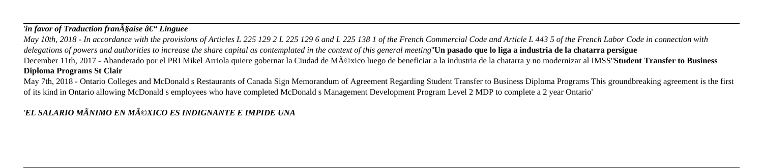'*in favor of Traduction franÃ§aise â€“ Linguee*

*May 10th, 2018 - In accordance with the provisions of Articles L 225 129 2 L 225 129 6 and L 225 138 1 of the French Commercial Code and Article L 443 5 of the French Labor Code in connection with delegations of powers and authorities to increase the share capital as contemplated in the context of this general meeting*''**Un pasado que lo liga a industria de la chatarra persigue**

December 11th, 2017 - Abanderado por el PRI Mikel Arriola quiere gobernar la Ciudad de MÃ©xico luego de beneficiar a la industria de la chatarra y no modernizar al IMSS''**Student Transfer to Business Diploma Programs St Clair**

May 7th, 2018 - Ontario Colleges and McDonald s Restaurants of Canada Sign Memorandum of Agreement Regarding Student Transfer to Business Diploma Programs This groundbreaking agreement is the first of its kind in Ontario allowing McDonald s employees who have completed McDonald s Management Development Program Level 2 MDP to complete a 2 year Ontario'

'***EL SALARIO MÃNIMO EN MÃ©XICO ES INDIGNANTE E IMPIDE UNA***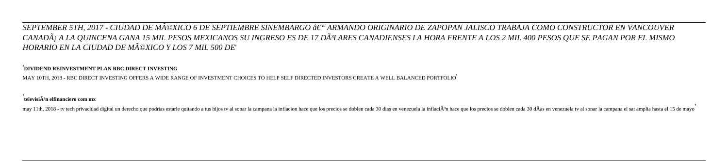*SEPTEMBER 5TH, 2017 - CIUDAD DE MÃ©XICO 6 DE SEPTIEMBRE SINEMBARGO â€" ARMANDO ORIGINARIO DE ZAPOPAN JALISCO TRABAJA COMO CONSTRUCTOR EN VANCOUVER CANADÃ¡ A LA QUINCENA GANA 15 MIL PESOS MEXICANOS SU INGRESO ES DE 17 DÃ³LARES CANADIENSES LA HORA FRENTE A LOS 2 MIL 400 PESOS QUE SE PAGAN POR EL MISMO HORARIO EN LA CIUDAD DE MÃ©XICO Y LOS 7 MIL 500 DE*'

'**DIVIDEND REINVESTMENT PLAN RBC DIRECT INVESTING**

MAY 10TH, 2018 - RBC DIRECT INVESTING OFFERS A WIDE RANGE OF INVESTMENT CHOICES TO HELP SELF DIRECTED INVESTORS CREATE A WELL BALANCED PORTFOLIO'

'**televisiÃ³n elfinanciero com mx**

may 11th, 2018 - tv tech privacidad digital un derecho que podrias estarle quitando a tus hijos tv al sonar la campana la inflacion hace que los precios se doblen cada 30 dias en venezuela la inflaciÃ³n hace que los precios se doblen cada 30 dÃas en venezuela tv al sonar la campana el sat amplia hasta el 15 de mayo'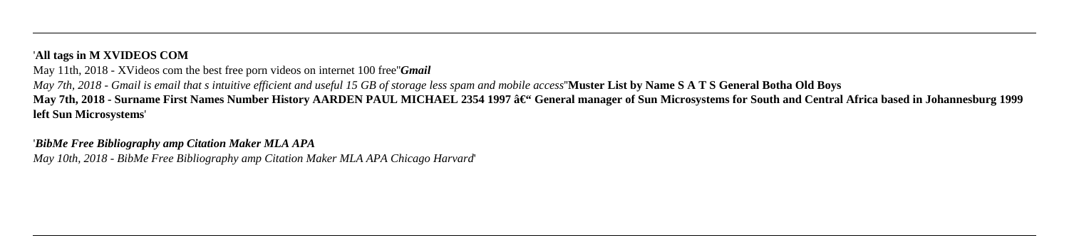'**All tags in M XVIDEOS COM**

May 11th, 2018 - XVideos com the best free porn videos on internet 100 free''***Gmail***

*May 7th, 2018 - Gmail is email that s intuitive efficient and useful 15 GB of storage less spam and mobile access*''**Muster List by Name S A T S General Botha Old Boys**

**May 7th, 2018 - Surname First Names Number History AARDEN PAUL MICHAEL 2354 1997 â€" General manager of Sun Microsystems for South and Central Africa based in Johannesburg 1999 left Sun Microsystems**'

'***BibMe Free Bibliography amp Citation Maker MLA APA***

*May 10th, 2018 - BibMe Free Bibliography amp Citation Maker MLA APA Chicago Harvard*'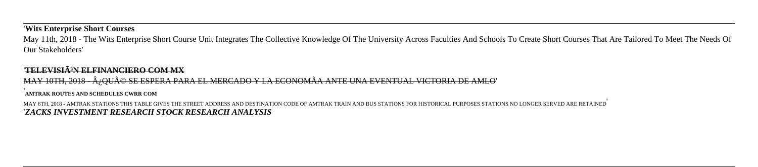'**Wits Enterprise Short Courses**

May 11th, 2018 - The Wits Enterprise Short Course Unit Integrates The Collective Knowledge Of The University Across Faculties And Schools To Create Short Courses That Are Tailored To Meet The Needs Of Our Stakeholders'

'~~**TELEVISIÃ³N ELFINANCIERO COM MX**~~

~~MAY 10TH, 2018 - Â¿QUÃ© SE ESPERA PARA EL MERCADO Y LA ECONOMÃA ANTE UNA EVENTUAL VICTORIA DE AMLO~~'

'**AMTRAK ROUTES AND SCHEDULES CWRR COM**

MAY 6TH, 2018 - AMTRAK STATIONS THIS TABLE GIVES THE STREET ADDRESS AND DESTINATION CODE OF AMTRAK TRAIN AND BUS STATIONS FOR HISTORICAL PURPOSES STATIONS NO LONGER SERVED ARE RETAINED'

'***ZACKS INVESTMENT RESEARCH STOCK RESEARCH ANALYSIS***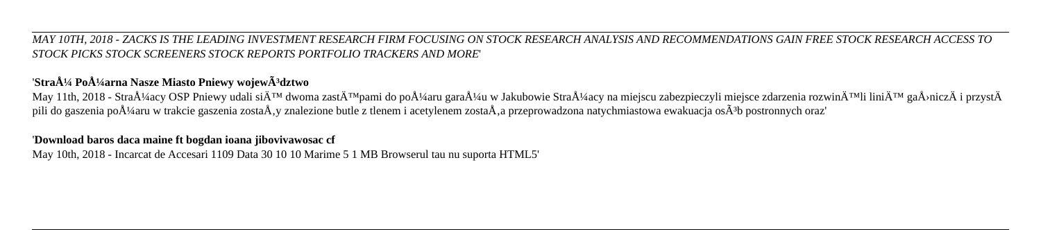*MAY 10TH, 2018 - ZACKS IS THE LEADING INVESTMENT RESEARCH FIRM FOCUSING ON STOCK RESEARCH ANALYSIS AND RECOMMENDATIONS GAIN FREE STOCK RESEARCH ACCESS TO STOCK PICKS STOCK SCREENERS STOCK REPORTS PORTFOLIO TRACKERS AND MORE*'

'**StraÅ¼ PoÅ¼arna Nasze Miasto Pniewy wojewÃ³dztwo**

May 11th, 2018 - StraÅ¼acy OSP Pniewy udali siÄ™ dwoma zastÄ™pami do poÅ¼aru garaÅ¼u w Jakubowie StraÅ¼acy na miejscu zabezpieczyli miejsce zdarzenia rozwinÄ™li liniÄ™ gaÅ›niczÄ i przystÄ pili do gaszenia poÅ¼aru w trakcie gaszenia zostaÅ‚y znalezione butle z tlenem i acetylenem zostaÅ‚a przeprowadzona natychmiastowa ewakuacja osÃ³b postronnych oraz'

'**Download baros daca maine ft bogdan ioana jibovivawosac cf**

May 10th, 2018 - Incarcat de Accesari 1109 Data 30 10 10 Marime 5 1 MB Browserul tau nu suporta HTML5'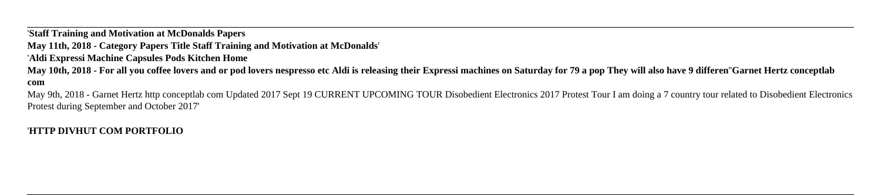'**Staff Training and Motivation at McDonalds Papers**

**May 11th, 2018 - Category Papers Title Staff Training and Motivation at McDonalds**'

'**Aldi Expressi Machine Capsules Pods Kitchen Home**

**May 10th, 2018 - For all you coffee lovers and or pod lovers nespresso etc Aldi is releasing their Expressi machines on Saturday for 79 a pop They will also have 9 differen**''**Garnet Hertz conceptlab com**

May 9th, 2018 - Garnet Hertz http conceptlab com Updated 2017 Sept 19 CURRENT UPCOMING TOUR Disobedient Electronics 2017 Protest Tour I am doing a 7 country tour related to Disobedient Electronics Protest during September and October 2017'

'**HTTP DIVHUT COM PORTFOLIO**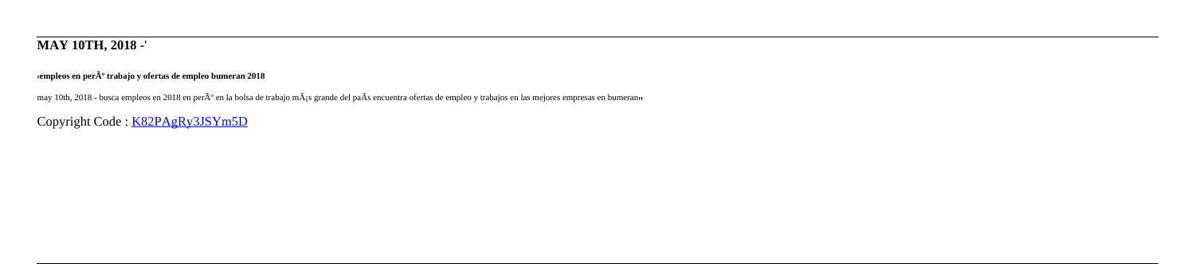## MAY 10TH, 2018 -'

**'empleos en perÃº trabajo y ofertas de empleo bumeran 2018**

may 10th, 2018 - busca empleos en 2018 en perÃº en la bolsa de trabajo mÃ¡s grande del paÃs encuentra ofertas de empleo y trabajos en las mejores empresas en bumeran''

Copyright Code : K82PAgRy3JSYm5D